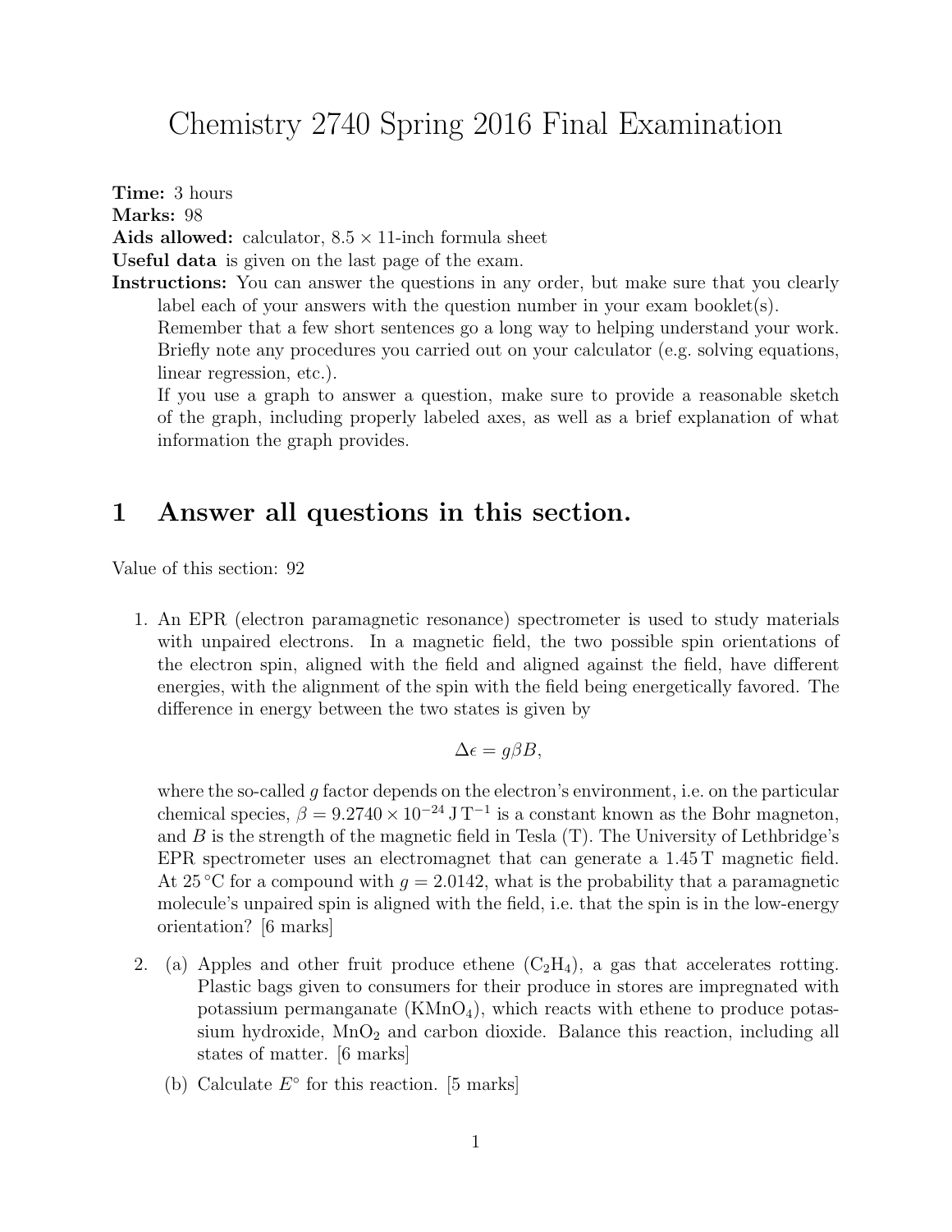# Chemistry 2740 Spring 2016 Final Examination

**Time:** 3 hours
**Marks:** 98
**Aids allowed:** calculator, $8.5 \times 11$-inch formula sheet
**Useful data** is given on the last page of the exam.
**Instructions:** You can answer the questions in any order, but make sure that you clearly label each of your answers with the question number in your exam booklet(s).
Remember that a few short sentences go a long way to helping understand your work. Briefly note any procedures you carried out on your calculator (e.g. solving equations, linear regression, etc.).
If you use a graph to answer a question, make sure to provide a reasonable sketch of the graph, including properly labeled axes, as well as a brief explanation of what information the graph provides.

## 1 Answer all questions in this section.

Value of this section: 92

1. An EPR (electron paramagnetic resonance) spectrometer is used to study materials with unpaired electrons. In a magnetic field, the two possible spin orientations of the electron spin, aligned with the field and aligned against the field, have different energies, with the alignment of the spin with the field being energetically favored. The difference in energy between the two states is given by

$$\Delta\epsilon = g\beta B,$$

where the so-called $g$ factor depends on the electron's environment, i.e. on the particular chemical species, $\beta = 9.2740 \times 10^{-24}\,\mathrm{J\,T^{-1}}$ is a constant known as the Bohr magneton, and $B$ is the strength of the magnetic field in Tesla (T). The University of Lethbridge's EPR spectrometer uses an electromagnet that can generate a 1.45 T magnetic field. At 25 °C for a compound with $g = 2.0142$, what is the probability that a paramagnetic molecule's unpaired spin is aligned with the field, i.e. that the spin is in the low-energy orientation? [6 marks]

2. (a) Apples and other fruit produce ethene ($C_2H_4$), a gas that accelerates rotting. Plastic bags given to consumers for their produce in stores are impregnated with potassium permanganate ($KMnO_4$), which reacts with ethene to produce potassium hydroxide, $MnO_2$ and carbon dioxide. Balance this reaction, including all states of matter. [6 marks]

   (b) Calculate $E^\circ$ for this reaction. [5 marks]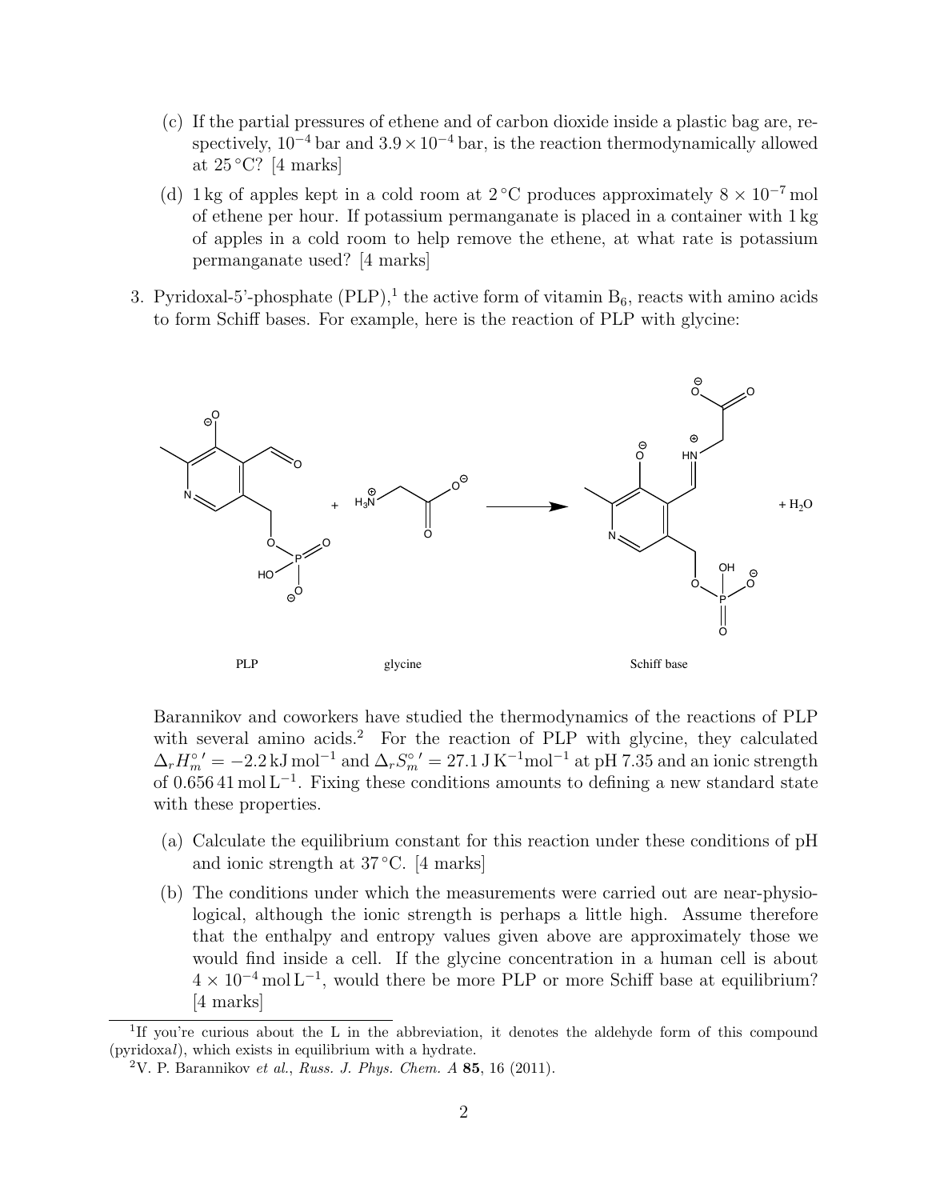(c) If the partial pressures of ethene and of carbon dioxide inside a plastic bag are, respectively, $10^{-4}$ bar and $3.9 \times 10^{-4}$ bar, is the reaction thermodynamically allowed at 25 °C? [4 marks]

(d) 1 kg of apples kept in a cold room at 2 °C produces approximately $8 \times 10^{-7}$ mol of ethene per hour. If potassium permanganate is placed in a container with 1 kg of apples in a cold room to help remove the ethene, at what rate is potassium permanganate used? [4 marks]

3. Pyridoxal-5'-phosphate (PLP),[1] the active form of vitamin $B_6$, reacts with amino acids to form Schiff bases. For example, here is the reaction of PLP with glycine:

PLP + glycine → Schiff base + $H_2O$

Barannikov and coworkers have studied the thermodynamics of the reactions of PLP with several amino acids.[2] For the reaction of PLP with glycine, they calculated $\Delta_r H_m^{\circ}{}' = -2.2\,\mathrm{kJ\,mol^{-1}}$ and $\Delta_r S_m^{\circ}{}' = 27.1\,\mathrm{J\,K^{-1}mol^{-1}}$ at pH 7.35 and an ionic strength of $0.656\,41\,\mathrm{mol\,L^{-1}}$. Fixing these conditions amounts to defining a new standard state with these properties.

(a) Calculate the equilibrium constant for this reaction under these conditions of pH and ionic strength at 37 °C. [4 marks]

(b) The conditions under which the measurements were carried out are near-physiological, although the ionic strength is perhaps a little high. Assume therefore that the enthalpy and entropy values given above are approximately those we would find inside a cell. If the glycine concentration in a human cell is about $4 \times 10^{-4}\,\mathrm{mol\,L^{-1}}$, would there be more PLP or more Schiff base at equilibrium? [4 marks]

---

[1] If you're curious about the L in the abbreviation, it denotes the aldehyde form of this compound (pyridox*al*), which exists in equilibrium with a hydrate.

[2] V. P. Barannikov *et al.*, *Russ. J. Phys. Chem. A* **85**, 16 (2011).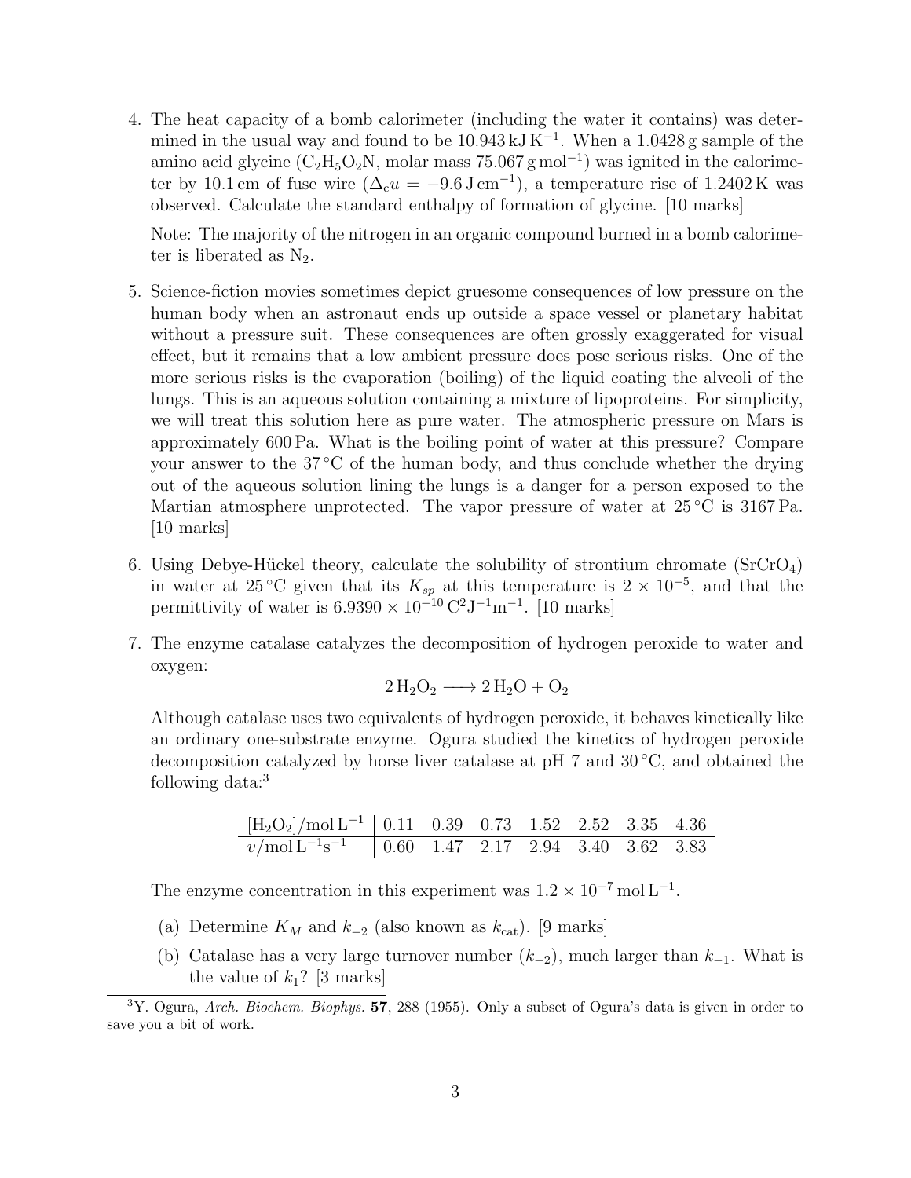4. The heat capacity of a bomb calorimeter (including the water it contains) was determined in the usual way and found to be $10.943\,\mathrm{kJ\,K^{-1}}$. When a $1.0428\,\mathrm{g}$ sample of the amino acid glycine ($C_2H_5O_2N$, molar mass $75.067\,\mathrm{g\,mol^{-1}}$) was ignited in the calorimeter by $10.1\,\mathrm{cm}$ of fuse wire ($\Delta_c u = -9.6\,\mathrm{J\,cm^{-1}}$), a temperature rise of $1.2402\,\mathrm{K}$ was observed. Calculate the standard enthalpy of formation of glycine. [10 marks]

   Note: The majority of the nitrogen in an organic compound burned in a bomb calorimeter is liberated as $N_2$.

5. Science-fiction movies sometimes depict gruesome consequences of low pressure on the human body when an astronaut ends up outside a space vessel or planetary habitat without a pressure suit. These consequences are often grossly exaggerated for visual effect, but it remains that a low ambient pressure does pose serious risks. One of the more serious risks is the evaporation (boiling) of the liquid coating the alveoli of the lungs. This is an aqueous solution containing a mixture of lipoproteins. For simplicity, we will treat this solution here as pure water. The atmospheric pressure on Mars is approximately $600\,\mathrm{Pa}$. What is the boiling point of water at this pressure? Compare your answer to the $37\,^\circ\mathrm{C}$ of the human body, and thus conclude whether the drying out of the aqueous solution lining the lungs is a danger for a person exposed to the Martian atmosphere unprotected. The vapor pressure of water at $25\,^\circ\mathrm{C}$ is $3167\,\mathrm{Pa}$. [10 marks]

6. Using Debye-Hückel theory, calculate the solubility of strontium chromate ($SrCrO_4$) in water at $25\,^\circ\mathrm{C}$ given that its $K_{sp}$ at this temperature is $2 \times 10^{-5}$, and that the permittivity of water is $6.9390 \times 10^{-10}\,\mathrm{C^2J^{-1}m^{-1}}$. [10 marks]

7. The enzyme catalase catalyzes the decomposition of hydrogen peroxide to water and oxygen:

$$2\,H_2O_2 \longrightarrow 2\,H_2O + O_2$$

   Although catalase uses two equivalents of hydrogen peroxide, it behaves kinetically like an ordinary one-substrate enzyme. Ogura studied the kinetics of hydrogen peroxide decomposition catalyzed by horse liver catalase at pH 7 and $30\,^\circ\mathrm{C}$, and obtained the following data:[3]

| $[H_2O_2]/\mathrm{mol\,L^{-1}}$ | 0.11 | 0.39 | 0.73 | 1.52 | 2.52 | 3.35 | 4.36 |
|---|---|---|---|---|---|---|---|
| $v/\mathrm{mol\,L^{-1}s^{-1}}$ | 0.60 | 1.47 | 2.17 | 2.94 | 3.40 | 3.62 | 3.83 |

   The enzyme concentration in this experiment was $1.2 \times 10^{-7}\,\mathrm{mol\,L^{-1}}$.

   (a) Determine $K_M$ and $k_{-2}$ (also known as $k_{\mathrm{cat}}$). [9 marks]

   (b) Catalase has a very large turnover number ($k_{-2}$), much larger than $k_{-1}$. What is the value of $k_1$? [3 marks]

[3] Y. Ogura, *Arch. Biochem. Biophys.* **57**, 288 (1955). Only a subset of Ogura's data is given in order to save you a bit of work.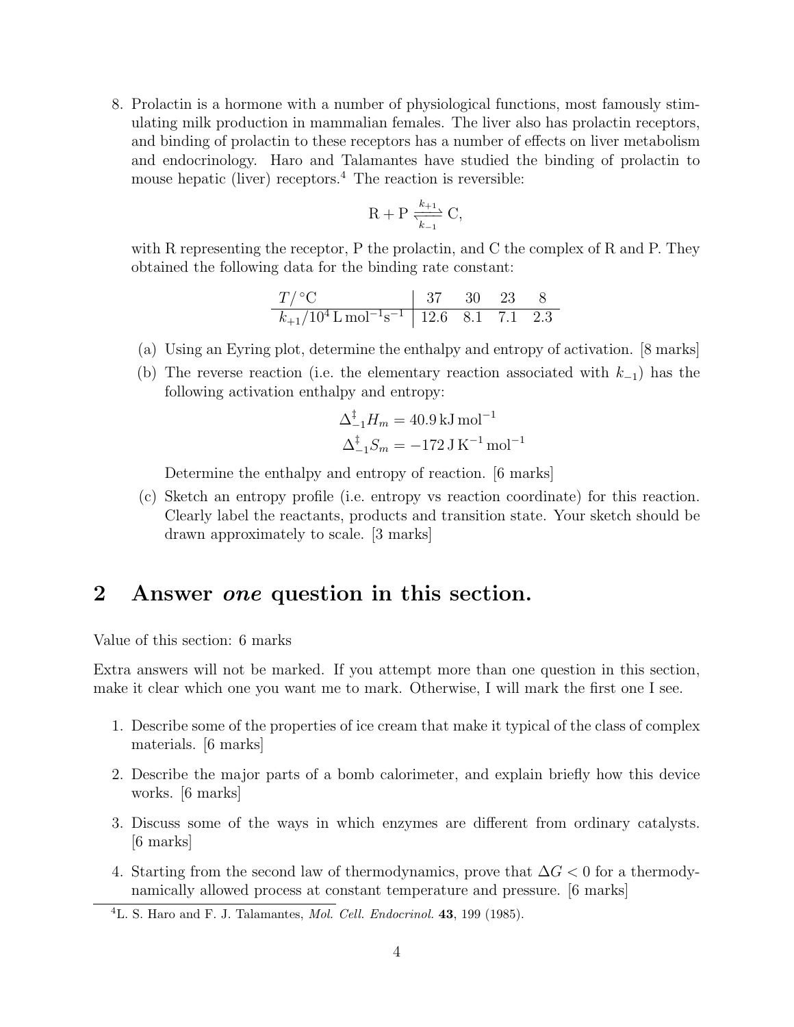8. Prolactin is a hormone with a number of physiological functions, most famously stimulating milk production in mammalian females. The liver also has prolactin receptors, and binding of prolactin to these receptors has a number of effects on liver metabolism and endocrinology. Haro and Talamantes have studied the binding of prolactin to mouse hepatic (liver) receptors.[4] The reaction is reversible:

$$\mathrm{R} + \mathrm{P} \underset{k_{-1}}{\overset{k_{+1}}{\rightleftharpoons}} \mathrm{C},$$

with R representing the receptor, P the prolactin, and C the complex of R and P. They obtained the following data for the binding rate constant:

| $T/°\mathrm{C}$ | 37 | 30 | 23 | 8 |
|---|---|---|---|---|
| $k_{+1}/10^4\,\mathrm{L\,mol^{-1}s^{-1}}$ | 12.6 | 8.1 | 7.1 | 2.3 |

(a) Using an Eyring plot, determine the enthalpy and entropy of activation. [8 marks]

(b) The reverse reaction (i.e. the elementary reaction associated with $k_{-1}$) has the following activation enthalpy and entropy:

$$\Delta^{\ddagger}_{-1}H_m = 40.9\,\mathrm{kJ\,mol^{-1}}$$
$$\Delta^{\ddagger}_{-1}S_m = -172\,\mathrm{J\,K^{-1}\,mol^{-1}}$$

Determine the enthalpy and entropy of reaction. [6 marks]

(c) Sketch an entropy profile (i.e. entropy vs reaction coordinate) for this reaction. Clearly label the reactants, products and transition state. Your sketch should be drawn approximately to scale. [3 marks]

# 2 Answer *one* question in this section.

Value of this section: 6 marks

Extra answers will not be marked. If you attempt more than one question in this section, make it clear which one you want me to mark. Otherwise, I will mark the first one I see.

1. Describe some of the properties of ice cream that make it typical of the class of complex materials. [6 marks]
2. Describe the major parts of a bomb calorimeter, and explain briefly how this device works. [6 marks]
3. Discuss some of the ways in which enzymes are different from ordinary catalysts. [6 marks]
4. Starting from the second law of thermodynamics, prove that $\Delta G < 0$ for a thermodynamically allowed process at constant temperature and pressure. [6 marks]

[4] L. S. Haro and F. J. Talamantes, *Mol. Cell. Endocrinol.* **43**, 199 (1985).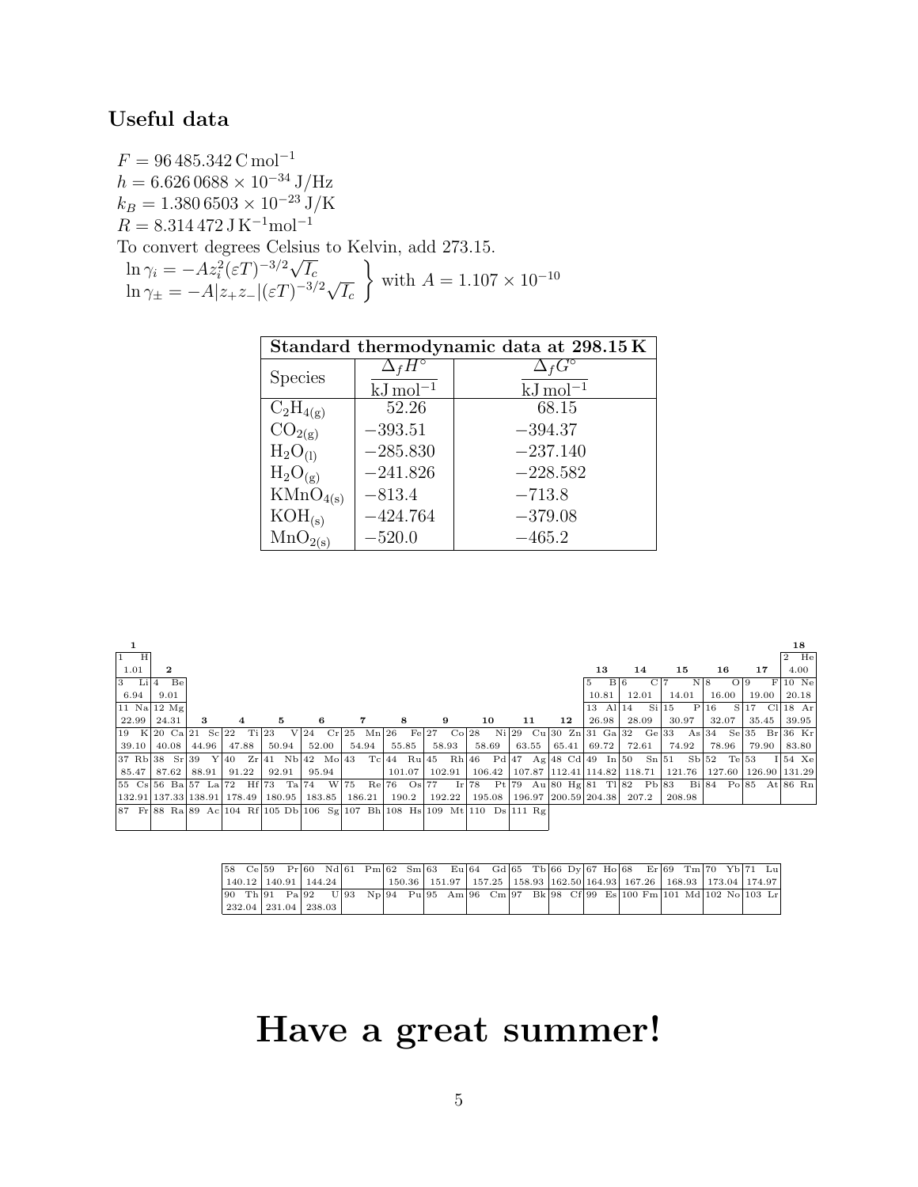## Useful data

$F = 96\,485.342\,\mathrm{C\,mol^{-1}}$

$h = 6.626\,0688 \times 10^{-34}\,\mathrm{J/Hz}$

$k_B = 1.380\,6503 \times 10^{-23}\,\mathrm{J/K}$

$R = 8.314\,472\,\mathrm{J\,K^{-1}mol^{-1}}$

To convert degrees Celsius to Kelvin, add 273.15.

$$\left.\begin{array}{l} \ln \gamma_i = -A z_i^2 (\varepsilon T)^{-3/2} \sqrt{I_c} \\ \ln \gamma_\pm = -A |z_+ z_-| (\varepsilon T)^{-3/2} \sqrt{I_c} \end{array}\right\} \text{ with } A = 1.107 \times 10^{-10}$$

**Standard thermodynamic data at 298.15 K**

| Species | $\frac{\Delta_f H^\circ}{\mathrm{kJ\,mol^{-1}}}$ | $\frac{\Delta_f G^\circ}{\mathrm{kJ\,mol^{-1}}}$ |
|---|---|---|
| $C_2H_{4(g)}$ | 52.26 | 68.15 |
| $CO_{2(g)}$ | −393.51 | −394.37 |
| $H_2O_{(l)}$ | −285.830 | −237.140 |
| $H_2O_{(g)}$ | −241.826 | −228.582 |
| $KMnO_{4(s)}$ | −813.4 | −713.8 |
| $KOH_{(s)}$ | −424.764 | −379.08 |
| $MnO_{2(s)}$ | −520.0 | −465.2 |

| 1 | 2 | 3 | 4 | 5 | 6 | 7 | 8 | 9 | 10 | 11 | 12 | 13 | 14 | 15 | 16 | 17 | 18 |
|---|---|---|---|---|---|---|---|---|---|---|---|---|---|---|---|---|---|
| 1 H 1.01 | | | | | | | | | | | | | | | | | 2 He 4.00 |
| 3 Li 6.94 | 4 Be 9.01 | | | | | | | | | | | 5 B 10.81 | 6 C 12.01 | 7 N 14.01 | 8 O 16.00 | 9 F 19.00 | 10 Ne 20.18 |
| 11 Na 22.99 | 12 Mg 24.31 | | | | | | | | | | | 13 Al 26.98 | 14 Si 28.09 | 15 P 30.97 | 16 S 32.07 | 17 Cl 35.45 | 18 Ar 39.95 |
| 19 K 39.10 | 20 Ca 40.08 | 21 Sc 44.96 | 22 Ti 47.88 | 23 V 50.94 | 24 Cr 52.00 | 25 Mn 54.94 | 26 Fe 55.85 | 27 Co 58.93 | 28 Ni 58.69 | 29 Cu 63.55 | 30 Zn 65.41 | 31 Ga 69.72 | 32 Ge 72.61 | 33 As 74.92 | 34 Se 78.96 | 35 Br 79.90 | 36 Kr 83.80 |
| 37 Rb 85.47 | 38 Sr 87.62 | 39 Y 88.91 | 40 Zr 91.22 | 41 Nb 92.91 | 42 Mo 95.94 | 43 Tc | 44 Ru 101.07 | 45 Rh 102.91 | 46 Pd 106.42 | 47 Ag 107.87 | 48 Cd 112.41 | 49 In 114.82 | 50 Sn 118.71 | 51 Sb 121.76 | 52 Te 127.60 | 53 I 126.90 | 54 Xe 131.29 |
| 55 Cs 132.91 | 56 Ba 137.33 | 57 La 138.91 | 72 Hf 178.49 | 73 Ta 180.95 | 74 W 183.85 | 75 Re 186.21 | 76 Os 190.2 | 77 Ir 192.22 | 78 Pt 195.08 | 79 Au 196.97 | 80 Hg 200.59 | 81 Tl 204.38 | 82 Pb 207.2 | 83 Bi 208.98 | 84 Po | 85 At | 86 Rn |
| 87 Fr | 88 Ra | 89 Ac | 104 Rf | 105 Db | 106 Sg | 107 Bh | 108 Hs | 109 Mt | 110 Ds | 111 Rg | | | | | | | |

| | | | | | | | | | | | | | |
|---|---|---|---|---|---|---|---|---|---|---|---|---|---|
| 58 Ce 140.12 | 59 Pr 140.91 | 60 Nd 144.24 | 61 Pm | 62 Sm 150.36 | 63 Eu 151.97 | 64 Gd 157.25 | 65 Tb 158.93 | 66 Dy 162.50 | 67 Ho 164.93 | 68 Er 167.26 | 69 Tm 168.93 | 70 Yb 173.04 | 71 Lu 174.97 |
| 90 Th 232.04 | 91 Pa 231.04 | 92 U 238.03 | 93 Np | 94 Pu | 95 Am | 96 Cm | 97 Bk | 98 Cf | 99 Es | 100 Fm | 101 Md | 102 No | 103 Lr |

# Have a great summer!